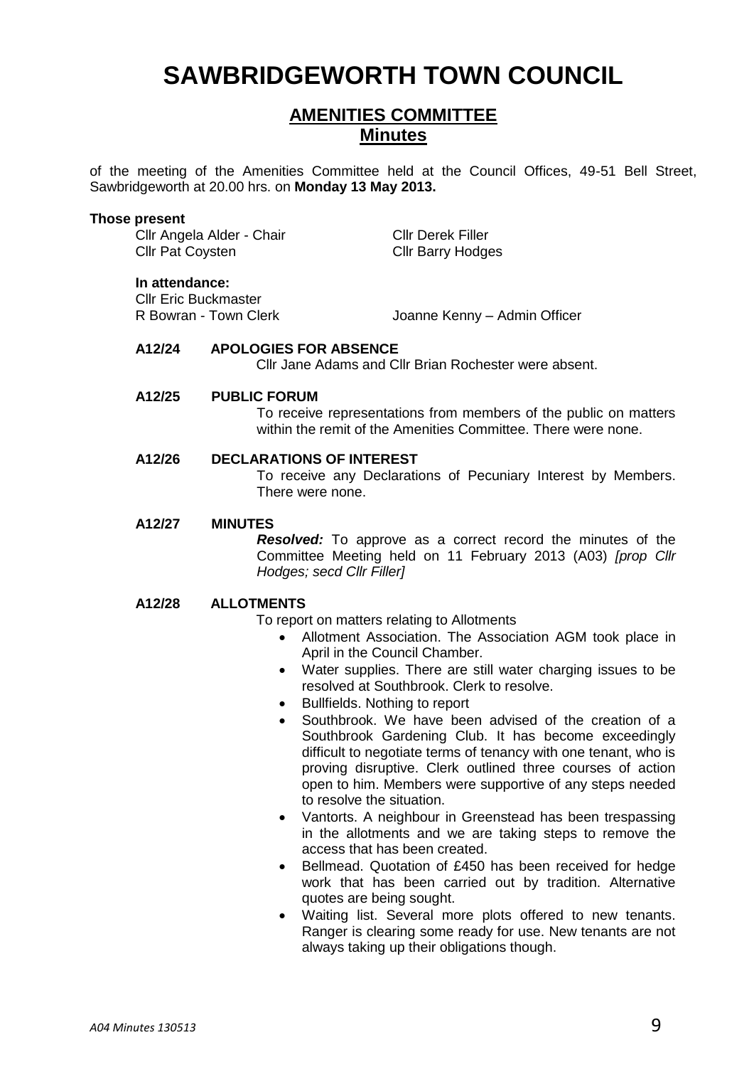# SAWBRIDGEWORTH TOWN COUNCIL

## AMENITIES COMMITTEE

## Minutes

of the meeting of the Amenities Committee held at the Council Offices, 49-51 Bell Street, Sawbridgeworth at 20.00 hrs. on **Monday 13 May 2013.**

**Those present**

Cllr Angela Alder - Chair
Cllr Derek Filler
Cllr Pat Coysten
Cllr Barry Hodges

**In attendance:**

Cllr Eric Buckmaster
R Bowran - Town Clerk
Joanne Kenny – Admin Officer

**A12/24 APOLOGIES FOR ABSENCE**

Cllr Jane Adams and Cllr Brian Rochester were absent.

**A12/25 PUBLIC FORUM**

To receive representations from members of the public on matters within the remit of the Amenities Committee. There were none.

**A12/26 DECLARATIONS OF INTEREST**

To receive any Declarations of Pecuniary Interest by Members. There were none.

**A12/27 MINUTES**

***Resolved:*** To approve as a correct record the minutes of the Committee Meeting held on 11 February 2013 (A03) *[prop Cllr Hodges; secd Cllr Filler]*

**A12/28 ALLOTMENTS**

To report on matters relating to Allotments

- Allotment Association. The Association AGM took place in April in the Council Chamber.
- Water supplies. There are still water charging issues to be resolved at Southbrook. Clerk to resolve.
- Bullfields. Nothing to report
- Southbrook. We have been advised of the creation of a Southbrook Gardening Club. It has become exceedingly difficult to negotiate terms of tenancy with one tenant, who is proving disruptive. Clerk outlined three courses of action open to him. Members were supportive of any steps needed to resolve the situation.
- Vantorts. A neighbour in Greenstead has been trespassing in the allotments and we are taking steps to remove the access that has been created.
- Bellmead. Quotation of £450 has been received for hedge work that has been carried out by tradition. Alternative quotes are being sought.
- Waiting list. Several more plots offered to new tenants. Ranger is clearing some ready for use. New tenants are not always taking up their obligations though.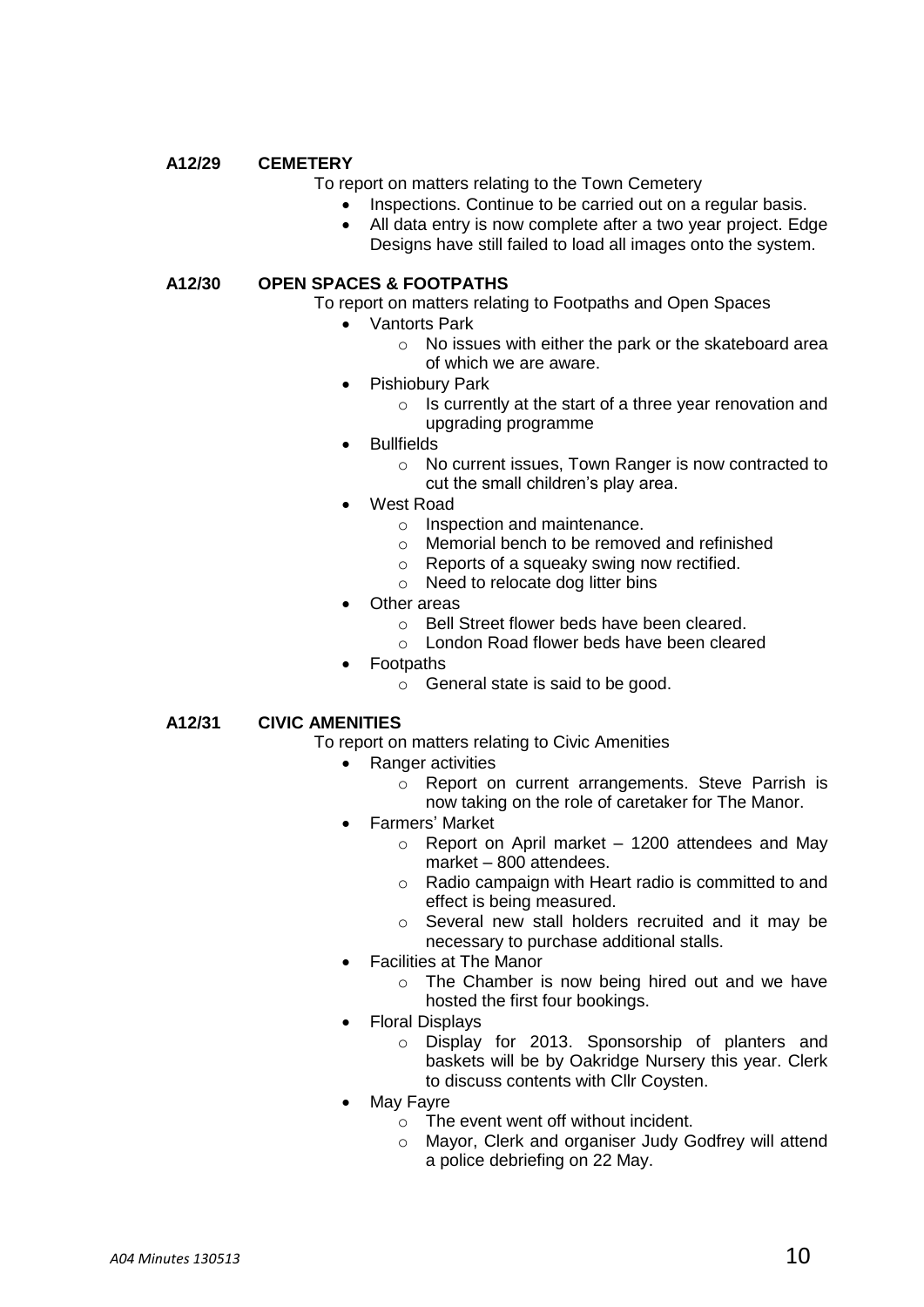### A12/29 CEMETERY

To report on matters relating to the Town Cemetery

- Inspections. Continue to be carried out on a regular basis.
- All data entry is now complete after a two year project. Edge Designs have still failed to load all images onto the system.

### A12/30 OPEN SPACES & FOOTPATHS

To report on matters relating to Footpaths and Open Spaces

- Vantorts Park
  - No issues with either the park or the skateboard area of which we are aware.
- Pishiobury Park
  - Is currently at the start of a three year renovation and upgrading programme
- Bullfields
  - No current issues, Town Ranger is now contracted to cut the small children's play area.
- West Road
  - Inspection and maintenance.
  - Memorial bench to be removed and refinished
  - Reports of a squeaky swing now rectified.
  - Need to relocate dog litter bins
- Other areas
  - Bell Street flower beds have been cleared.
  - London Road flower beds have been cleared
- Footpaths
  - General state is said to be good.

### A12/31 CIVIC AMENITIES

To report on matters relating to Civic Amenities

- Ranger activities
  - Report on current arrangements. Steve Parrish is now taking on the role of caretaker for The Manor.
- Farmers' Market
  - Report on April market – 1200 attendees and May market – 800 attendees.
  - Radio campaign with Heart radio is committed to and effect is being measured.
  - Several new stall holders recruited and it may be necessary to purchase additional stalls.
- Facilities at The Manor
  - The Chamber is now being hired out and we have hosted the first four bookings.
- Floral Displays
  - Display for 2013. Sponsorship of planters and baskets will be by Oakridge Nursery this year. Clerk to discuss contents with Cllr Coysten.
- May Fayre
  - The event went off without incident.
  - Mayor, Clerk and organiser Judy Godfrey will attend a police debriefing on 22 May.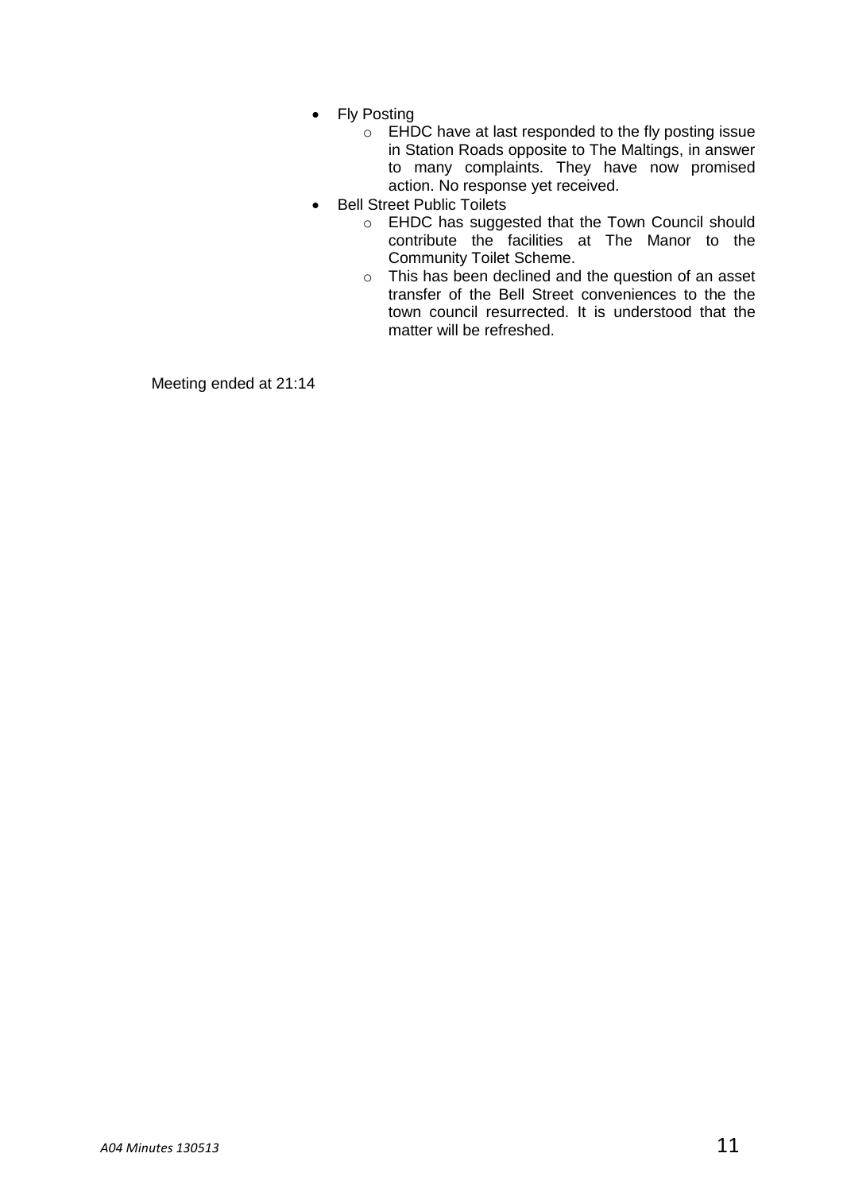- Fly Posting
    - EHDC have at last responded to the fly posting issue in Station Roads opposite to The Maltings, in answer to many complaints. They have now promised action. No response yet received.
- Bell Street Public Toilets
    - EHDC has suggested that the Town Council should contribute the facilities at The Manor to the Community Toilet Scheme.
    - This has been declined and the question of an asset transfer of the Bell Street conveniences to the the town council resurrected. It is understood that the matter will be refreshed.

Meeting ended at 21:14